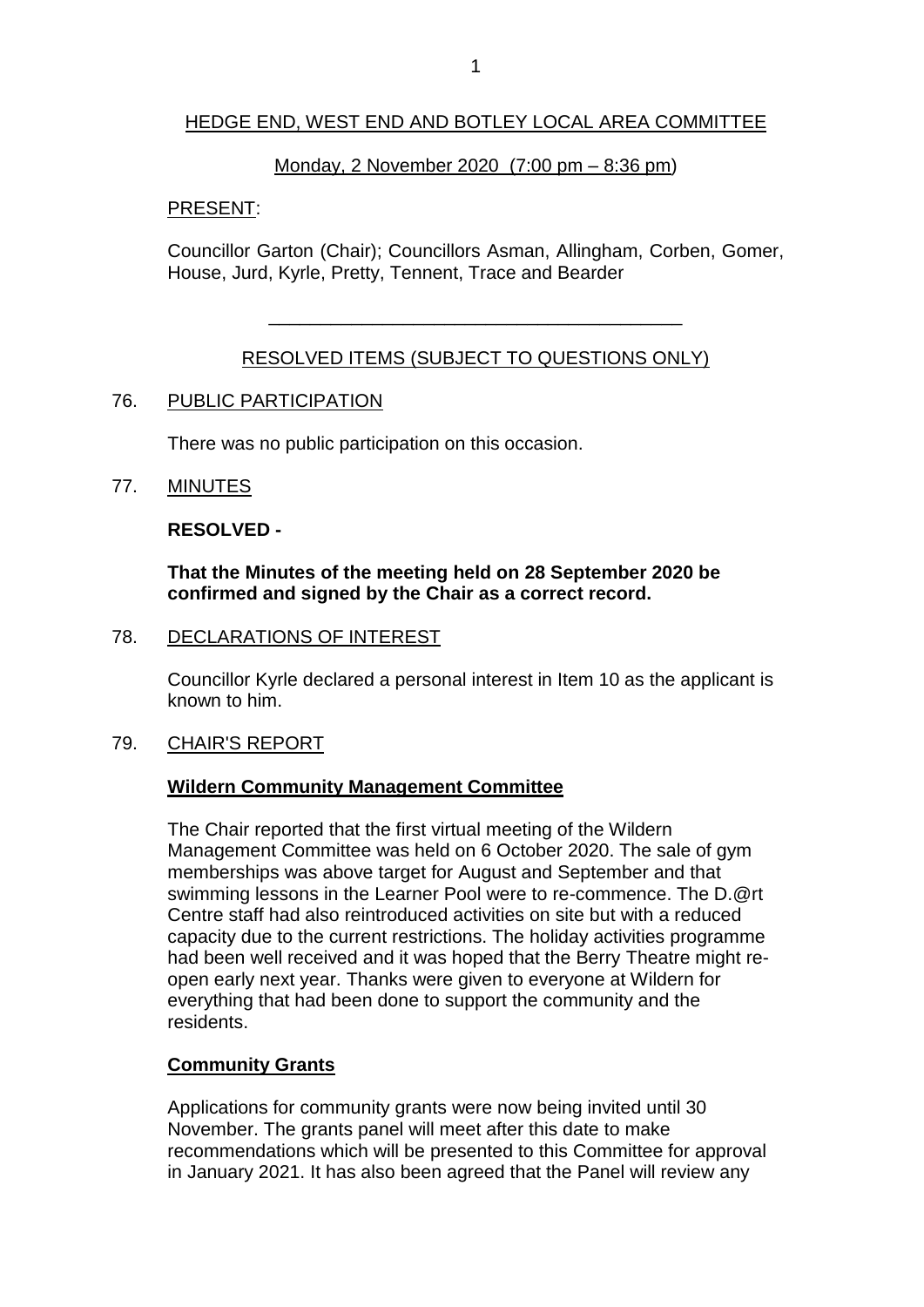# HEDGE END, WEST END AND BOTLEY LOCAL AREA COMMITTEE

Monday, 2 November 2020 (7:00 pm – 8:36 pm)

PRESENT:

Councillor Garton (Chair); Councillors Asman, Allingham, Corben, Gomer, House, Jurd, Kyrle, Pretty, Tennent, Trace and Bearder

---

## RESOLVED ITEMS (SUBJECT TO QUESTIONS ONLY)

### 76. PUBLIC PARTICIPATION

There was no public participation on this occasion.

### 77. MINUTES

**RESOLVED -**

**That the Minutes of the meeting held on 28 September 2020 be confirmed and signed by the Chair as a correct record.**

### 78. DECLARATIONS OF INTEREST

Councillor Kyrle declared a personal interest in Item 10 as the applicant is known to him.

### 79. CHAIR'S REPORT

**Wildern Community Management Committee**

The Chair reported that the first virtual meeting of the Wildern Management Committee was held on 6 October 2020. The sale of gym memberships was above target for August and September and that swimming lessons in the Learner Pool were to re-commence. The D.@rt Centre staff had also reintroduced activities on site but with a reduced capacity due to the current restrictions. The holiday activities programme had been well received and it was hoped that the Berry Theatre might re-open early next year. Thanks were given to everyone at Wildern for everything that had been done to support the community and the residents.

**Community Grants**

Applications for community grants were now being invited until 30 November. The grants panel will meet after this date to make recommendations which will be presented to this Committee for approval in January 2021. It has also been agreed that the Panel will review any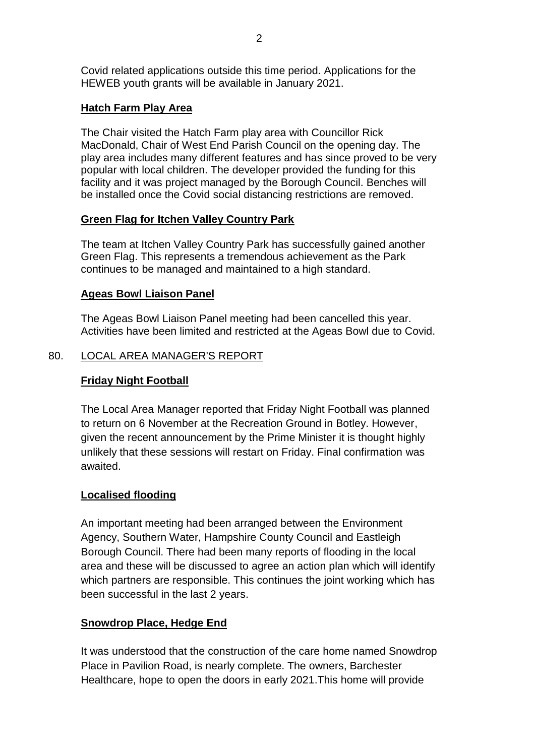Covid related applications outside this time period. Applications for the HEWEB youth grants will be available in January 2021.

**Hatch Farm Play Area**

The Chair visited the Hatch Farm play area with Councillor Rick MacDonald, Chair of West End Parish Council on the opening day. The play area includes many different features and has since proved to be very popular with local children. The developer provided the funding for this facility and it was project managed by the Borough Council. Benches will be installed once the Covid social distancing restrictions are removed.

**Green Flag for Itchen Valley Country Park**

The team at Itchen Valley Country Park has successfully gained another Green Flag. This represents a tremendous achievement as the Park continues to be managed and maintained to a high standard.

**Ageas Bowl Liaison Panel**

The Ageas Bowl Liaison Panel meeting had been cancelled this year. Activities have been limited and restricted at the Ageas Bowl due to Covid.

## 80. LOCAL AREA MANAGER'S REPORT

**Friday Night Football**

The Local Area Manager reported that Friday Night Football was planned to return on 6 November at the Recreation Ground in Botley. However, given the recent announcement by the Prime Minister it is thought highly unlikely that these sessions will restart on Friday. Final confirmation was awaited.

**Localised flooding**

An important meeting had been arranged between the Environment Agency, Southern Water, Hampshire County Council and Eastleigh Borough Council. There had been many reports of flooding in the local area and these will be discussed to agree an action plan which will identify which partners are responsible. This continues the joint working which has been successful in the last 2 years.

**Snowdrop Place, Hedge End**

It was understood that the construction of the care home named Snowdrop Place in Pavilion Road, is nearly complete. The owners, Barchester Healthcare, hope to open the doors in early 2021.This home will provide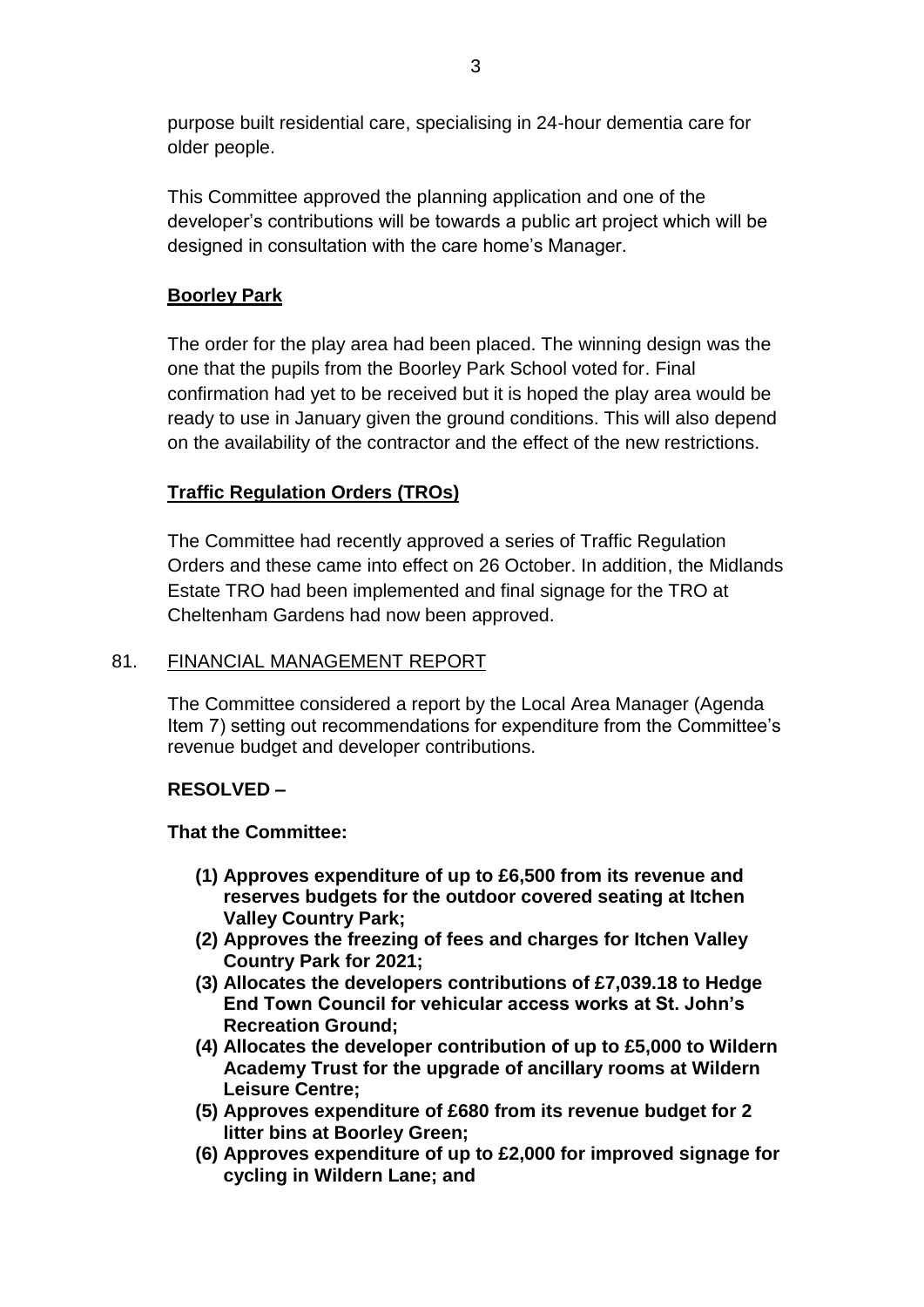purpose built residential care, specialising in 24-hour dementia care for older people.

This Committee approved the planning application and one of the developer's contributions will be towards a public art project which will be designed in consultation with the care home's Manager.

**Boorley Park**

The order for the play area had been placed. The winning design was the one that the pupils from the Boorley Park School voted for. Final confirmation had yet to be received but it is hoped the play area would be ready to use in January given the ground conditions. This will also depend on the availability of the contractor and the effect of the new restrictions.

**Traffic Regulation Orders (TROs)**

The Committee had recently approved a series of Traffic Regulation Orders and these came into effect on 26 October. In addition, the Midlands Estate TRO had been implemented and final signage for the TRO at Cheltenham Gardens had now been approved.

## 81. FINANCIAL MANAGEMENT REPORT

The Committee considered a report by the Local Area Manager (Agenda Item 7) setting out recommendations for expenditure from the Committee's revenue budget and developer contributions.

**RESOLVED –**

**That the Committee:**

- **(1) Approves expenditure of up to £6,500 from its revenue and reserves budgets for the outdoor covered seating at Itchen Valley Country Park;**
- **(2) Approves the freezing of fees and charges for Itchen Valley Country Park for 2021;**
- **(3) Allocates the developers contributions of £7,039.18 to Hedge End Town Council for vehicular access works at St. John's Recreation Ground;**
- **(4) Allocates the developer contribution of up to £5,000 to Wildern Academy Trust for the upgrade of ancillary rooms at Wildern Leisure Centre;**
- **(5) Approves expenditure of £680 from its revenue budget for 2 litter bins at Boorley Green;**
- **(6) Approves expenditure of up to £2,000 for improved signage for cycling in Wildern Lane; and**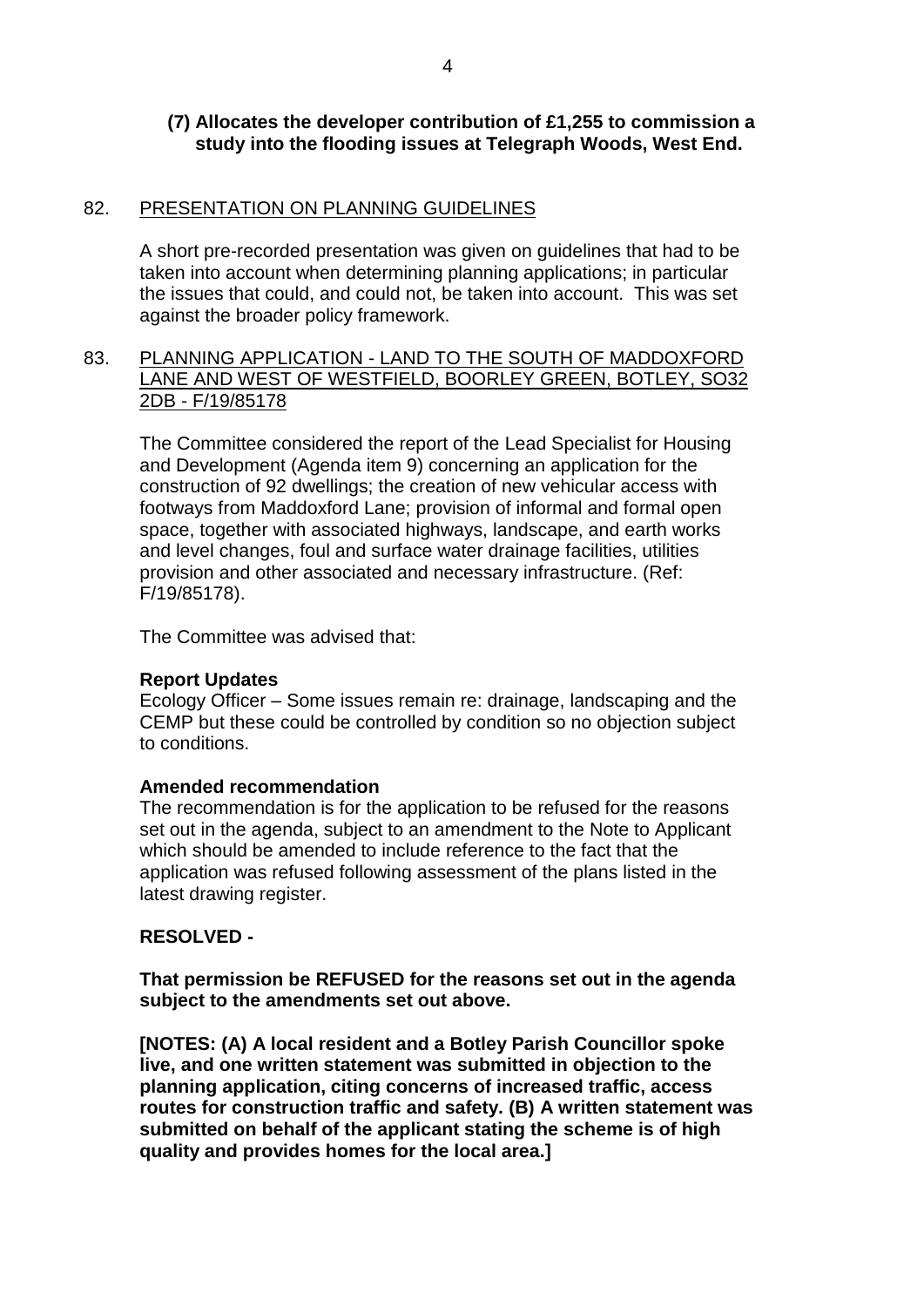**(7) Allocates the developer contribution of £1,255 to commission a study into the flooding issues at Telegraph Woods, West End.**

## 82. PRESENTATION ON PLANNING GUIDELINES

A short pre-recorded presentation was given on guidelines that had to be taken into account when determining planning applications; in particular the issues that could, and could not, be taken into account. This was set against the broader policy framework.

## 83. PLANNING APPLICATION - LAND TO THE SOUTH OF MADDOXFORD LANE AND WEST OF WESTFIELD, BOORLEY GREEN, BOTLEY, SO32 2DB - F/19/85178

The Committee considered the report of the Lead Specialist for Housing and Development (Agenda item 9) concerning an application for the construction of 92 dwellings; the creation of new vehicular access with footways from Maddoxford Lane; provision of informal and formal open space, together with associated highways, landscape, and earth works and level changes, foul and surface water drainage facilities, utilities provision and other associated and necessary infrastructure. (Ref: F/19/85178).

The Committee was advised that:

**Report Updates**
Ecology Officer – Some issues remain re: drainage, landscaping and the CEMP but these could be controlled by condition so no objection subject to conditions.

**Amended recommendation**
The recommendation is for the application to be refused for the reasons set out in the agenda, subject to an amendment to the Note to Applicant which should be amended to include reference to the fact that the application was refused following assessment of the plans listed in the latest drawing register.

**RESOLVED -**

**That permission be REFUSED for the reasons set out in the agenda subject to the amendments set out above.**

**[NOTES: (A) A local resident and a Botley Parish Councillor spoke live, and one written statement was submitted in objection to the planning application, citing concerns of increased traffic, access routes for construction traffic and safety. (B) A written statement was submitted on behalf of the applicant stating the scheme is of high quality and provides homes for the local area.]**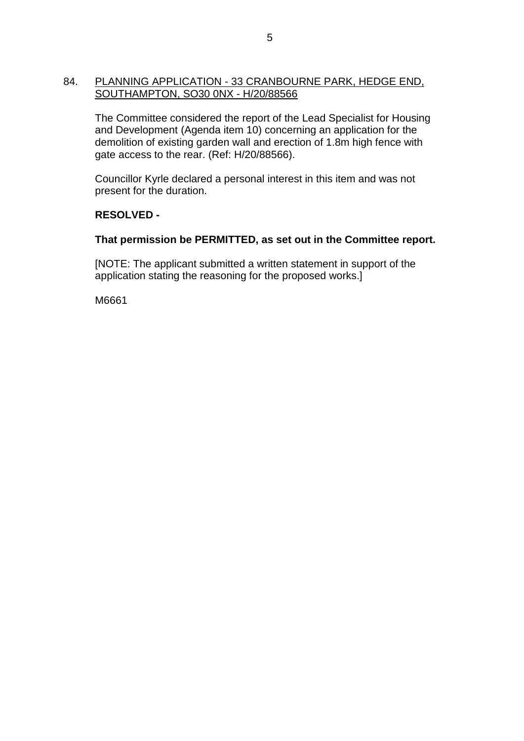84. <u>PLANNING APPLICATION - 33 CRANBOURNE PARK, HEDGE END, SOUTHAMPTON, SO30 0NX - H/20/88566</u>

The Committee considered the report of the Lead Specialist for Housing and Development (Agenda item 10) concerning an application for the demolition of existing garden wall and erection of 1.8m high fence with gate access to the rear. (Ref: H/20/88566).

Councillor Kyrle declared a personal interest in this item and was not present for the duration.

**RESOLVED -**

**That permission be PERMITTED, as set out in the Committee report.**

[NOTE: The applicant submitted a written statement in support of the application stating the reasoning for the proposed works.]

M6661